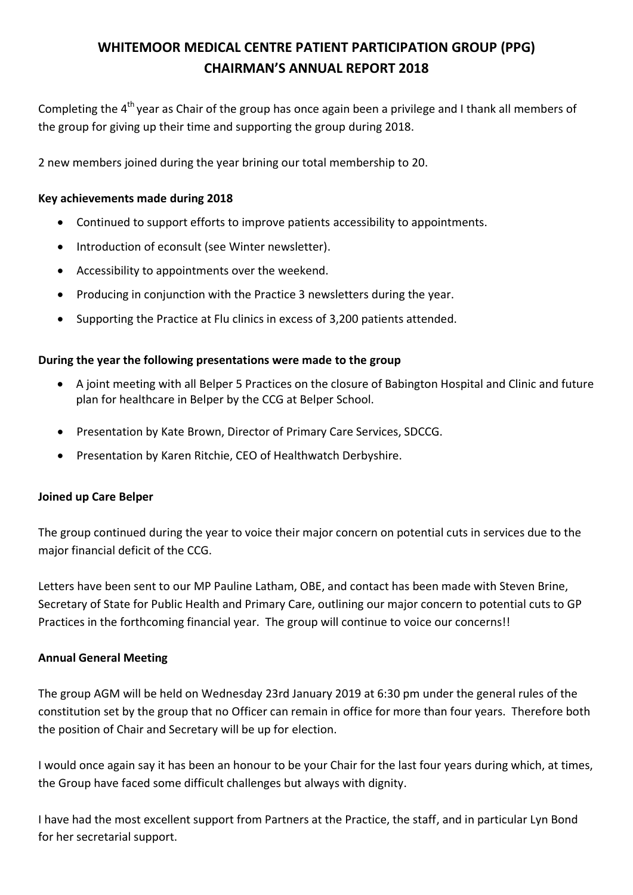# WHITEMOOR MEDICAL CENTRE PATIENT PARTICIPATION GROUP (PPG) CHAIRMAN'S ANNUAL REPORT 2018

Completing the 4th year as Chair of the group has once again been a privilege and I thank all members of the group for giving up their time and supporting the group during 2018.

2 new members joined during the year brining our total membership to 20.

### Key achievements made during 2018

- Continued to support efforts to improve patients accessibility to appointments.
- Introduction of econsult (see Winter newsletter).
- Accessibility to appointments over the weekend.
- Producing in conjunction with the Practice 3 newsletters during the year.
- Supporting the Practice at Flu clinics in excess of 3,200 patients attended.

### During the year the following presentations were made to the group

- A joint meeting with all Belper 5 Practices on the closure of Babington Hospital and Clinic and future plan for healthcare in Belper by the CCG at Belper School.
- Presentation by Kate Brown, Director of Primary Care Services, SDCCG.
- Presentation by Karen Ritchie, CEO of Healthwatch Derbyshire.

### Joined up Care Belper

The group continued during the year to voice their major concern on potential cuts in services due to the major financial deficit of the CCG.

Letters have been sent to our MP Pauline Latham, OBE, and contact has been made with Steven Brine, Secretary of State for Public Health and Primary Care, outlining our major concern to potential cuts to GP Practices in the forthcoming financial year. The group will continue to voice our concerns!!

### Annual General Meeting

The group AGM will be held on Wednesday 23rd January 2019 at 6:30 pm under the general rules of the constitution set by the group that no Officer can remain in office for more than four years. Therefore both the position of Chair and Secretary will be up for election.

I would once again say it has been an honour to be your Chair for the last four years during which, at times, the Group have faced some difficult challenges but always with dignity.

I have had the most excellent support from Partners at the Practice, the staff, and in particular Lyn Bond for her secretarial support.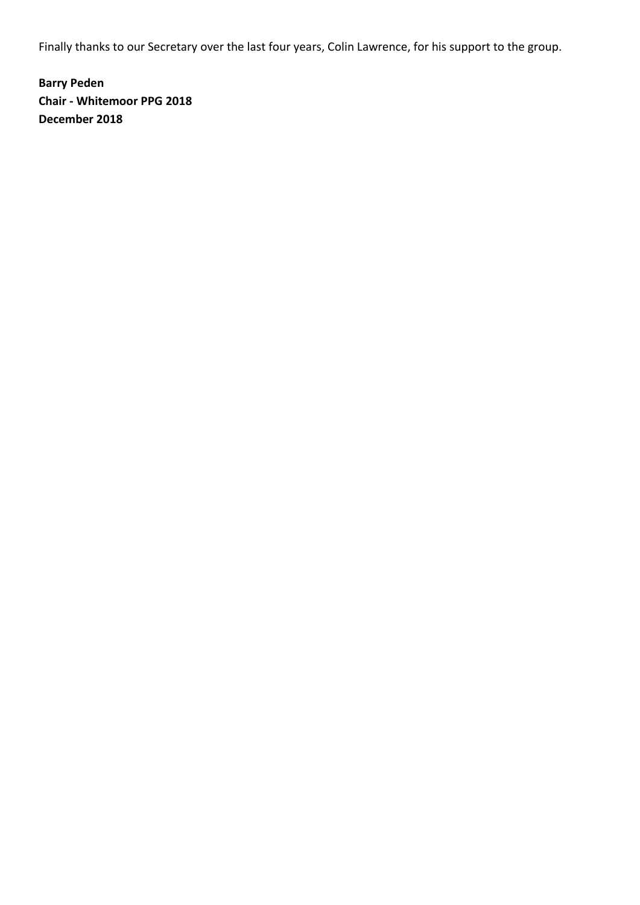Finally thanks to our Secretary over the last four years, Colin Lawrence, for his support to the group.

**Barry Peden**
**Chair - Whitemoor PPG 2018**
**December 2018**